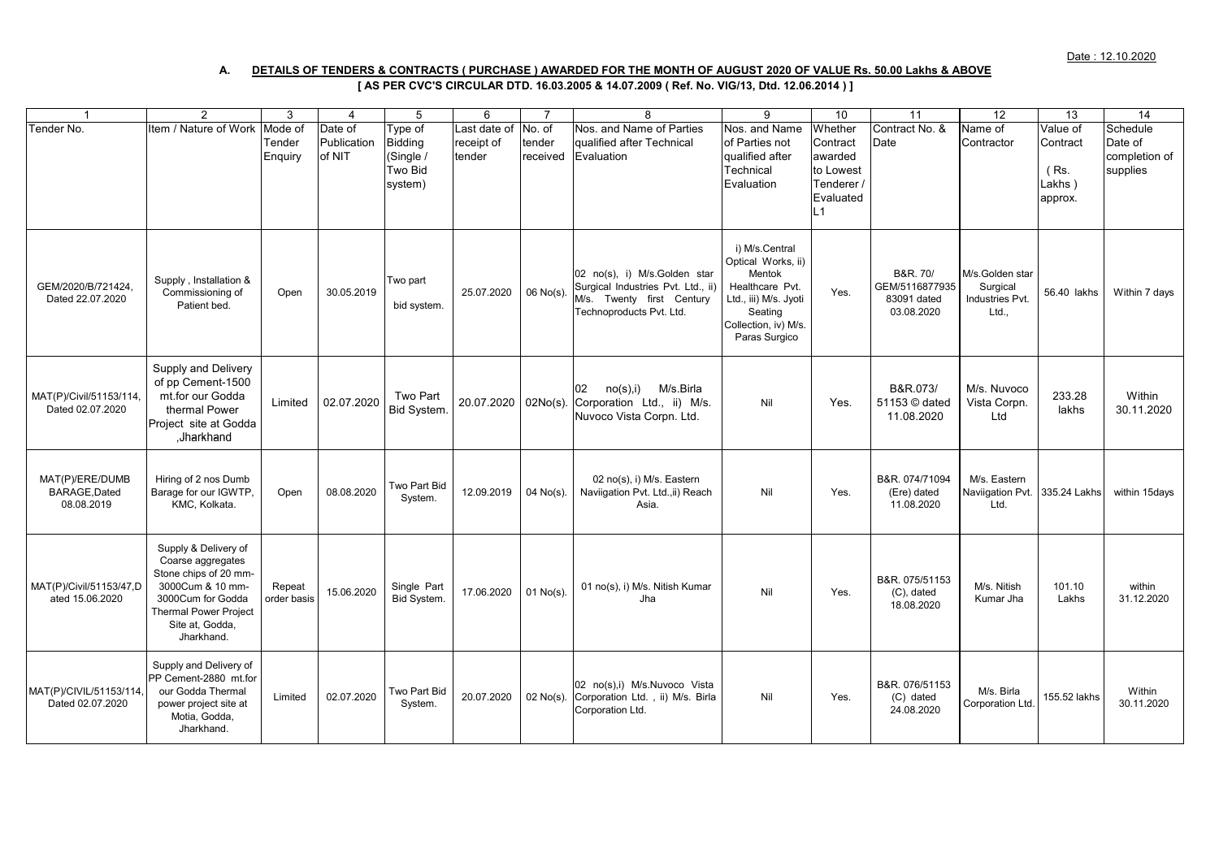Date : 12.10.2020

## A. DETAILS OF TENDERS & CONTRACTS ( PURCHASE ) AWARDED FOR THE MONTH OF AUGUST 2020 OF VALUE Rs. 50.00 Lakhs & ABOVE

**[ AS PER CVC'S CIRCULAR DTD. 16.03.2005 & 14.07.2009 ( Ref. No. VIG/13, Dtd. 12.06.2014 ) ]**

| 1 | 2 | 3 | 4 | 5 | 6 | 7 | 8 | 9 | 10 | 11 | 12 | 13 | 14 |
|---|---|---|---|---|---|---|---|---|---|---|---|---|---|
| Tender No. | Item / Nature of Work | Mode of Tender Enquiry | Date of Publication of NIT | Type of Bidding (Single / Two Bid system) | Last date of receipt of tender | No. of tender received | Nos. and Name of Parties qualified after Technical Evaluation | Nos. and Name of Parties not qualified after Technical Evaluation | Whether Contract awarded to Lowest Tenderer / Evaluated L1 | Contract No. & Date | Name of Contractor | Value of Contract ( Rs. Lakhs ) approx. | Schedule Date of completion of supplies |
| GEM/2020/B/721424, Dated 22.07.2020 | Supply , Installation & Commissioning of Patient bed. | Open | 30.05.2019 | Two part bid system. | 25.07.2020 | 06 No(s). | 02 no(s), i) M/s.Golden star Surgical Industries Pvt. Ltd., ii) M/s. Twenty first Century Technoproducts Pvt. Ltd. | i) M/s.Central Optical Works, ii) Mentok Healthcare Pvt. Ltd., iii) M/s. Jyoti Seating Collection, iv) M/s. Paras Surgico | Yes. | B&R. 70/ GEM/5116877935 83091 dated 03.08.2020 | M/s.Golden star Surgical Industries Pvt. Ltd., | 56.40 lakhs | Within 7 days |
| MAT(P)/Civil/51153/114, Dated 02.07.2020 | Supply and Delivery of pp Cement-1500 mt.for our Godda thermal Power Project site at Godda ,Jharkhand | Limited | 02.07.2020 | Two Part Bid System. | 20.07.2020 | 02No(s). | 02 no(s),i) M/s.Birla Corporation Ltd., ii) M/s. Nuvoco Vista Corpn. Ltd. | Nil | Yes. | B&R.073/ 51153 © dated 11.08.2020 | M/s. Nuvoco Vista Corpn. Ltd | 233.28 lakhs | Within 30.11.2020 |
| MAT(P)/ERE/DUMB BARAGE,Dated 08.08.2019 | Hiring of 2 nos Dumb Barage for our IGWTP, KMC, Kolkata. | Open | 08.08.2020 | Two Part Bid System. | 12.09.2019 | 04 No(s). | 02 no(s), i) M/s. Eastern Naviigation Pvt. Ltd.,ii) Reach Asia. | Nil | Yes. | B&R. 074/71094 (Ere) dated 11.08.2020 | M/s. Eastern Naviigation Pvt. Ltd. | 335.24 Lakhs | within 15days |
| MAT(P)/Civil/51153/47,Dated 15.06.2020 | Supply & Delivery of Coarse aggregates Stone chips of 20 mm-3000Cum & 10 mm-3000Cum for Godda Thermal Power Project Site at, Godda, Jharkhand. | Repeat order basis | 15.06.2020 | Single Part Bid System. | 17.06.2020 | 01 No(s). | 01 no(s), i) M/s. Nitish Kumar Jha | Nil | Yes. | B&R. 075/51153 (C), dated 18.08.2020 | M/s. Nitish Kumar Jha | 101.10 Lakhs | within 31.12.2020 |
| MAT(P)/CIVIL/51153/114, Dated 02.07.2020 | Supply and Delivery of PP Cement-2880 mt.for our Godda Thermal power project site at Motia, Godda, Jharkhand. | Limited | 02.07.2020 | Two Part Bid System. | 20.07.2020 | 02 No(s). | 02 no(s),i) M/s.Nuvoco Vista Corporation Ltd. , ii) M/s. Birla Corporation Ltd. | Nil | Yes. | B&R. 076/51153 (C) dated 24.08.2020 | M/s. Birla Corporation Ltd. | 155.52 lakhs | Within 30.11.2020 |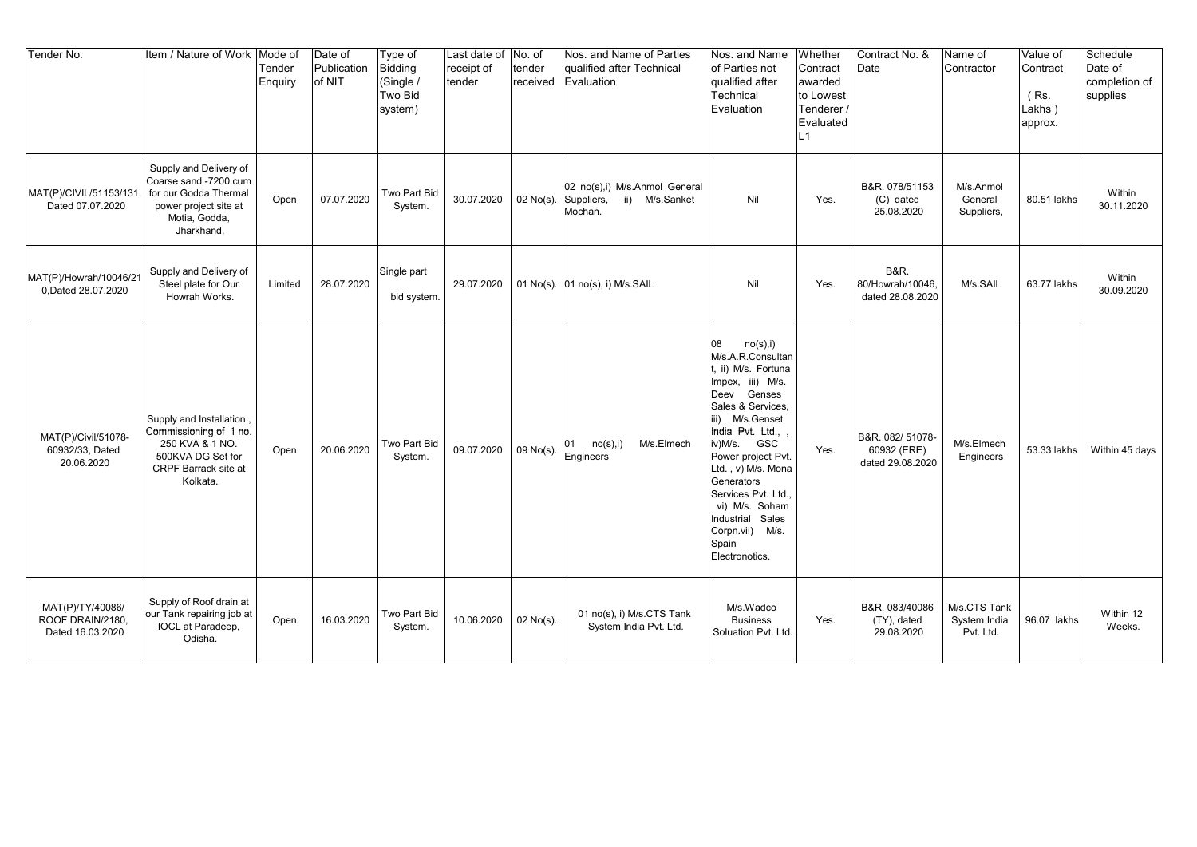| Tender No. | Item / Nature of Work | Mode of Tender Enquiry | Date of Publication of NIT | Type of Bidding (Single / Two Bid system) | Last date of receipt of tender | No. of tender received | Nos. and Name of Parties qualified after Technical Evaluation | Nos. and Name of Parties not qualified after Technical Evaluation | Whether Contract awarded to Lowest Tenderer / Evaluated L1 | Contract No. & Date | Name of Contractor | Value of Contract (Rs. Lakhs) approx. | Schedule Date of completion of supplies |
|---|---|---|---|---|---|---|---|---|---|---|---|---|---|
| MAT(P)/CIVIL/51153/131, Dated 07.07.2020 | Supply and Delivery of Coarse sand -7200 cum for our Godda Thermal power project site at Motia, Godda, Jharkhand. | Open | 07.07.2020 | Two Part Bid System. | 30.07.2020 | 02 No(s). | 02 no(s),i) M/s.Anmol General Suppliers, ii) M/s.Sanket Mochan. | Nil | Yes. | B&R. 078/51153 (C) dated 25.08.2020 | M/s.Anmol General Suppliers, | 80.51 lakhs | Within 30.11.2020 |
| MAT(P)/Howrah/10046/210,Dated 28.07.2020 | Supply and Delivery of Steel plate for Our Howrah Works. | Limited | 28.07.2020 | Single part bid system. | 29.07.2020 | 01 No(s). | 01 no(s), i) M/s.SAIL | Nil | Yes. | B&R. 80/Howrah/10046, dated 28.08.2020 | M/s.SAIL | 63.77 lakhs | Within 30.09.2020 |
| MAT(P)/Civil/51078-60932/33, Dated 20.06.2020 | Supply and Installation , Commissioning of 1 no. 250 KVA & 1 NO. 500KVA DG Set for CRPF Barrack site at Kolkata. | Open | 20.06.2020 | Two Part Bid System. | 09.07.2020 | 09 No(s). | 01 no(s),i) M/s.Elmech Engineers | 08 no(s),i) M/s.A.R.Consultant, ii) M/s. Fortuna Impex, iii) M/s. Deev Genses Sales & Services, iii) M/s.Genset India Pvt. Ltd., , iv)M/s. GSC Power project Pvt. Ltd. , v) M/s. Mona Generators Services Pvt. Ltd., vi) M/s. Soham Industrial Sales Corpn.vii) M/s. Spain Electronotics. | Yes. | B&R. 082/ 51078-60932 (ERE) dated 29.08.2020 | M/s.Elmech Engineers | 53.33 lakhs | Within 45 days |
| MAT(P)/TY/40086/ ROOF DRAIN/2180, Dated 16.03.2020 | Supply of Roof drain at our Tank repairing job at IOCL at Paradeep, Odisha. | Open | 16.03.2020 | Two Part Bid System. | 10.06.2020 | 02 No(s). | 01 no(s), i) M/s.CTS Tank System India Pvt. Ltd. | M/s.Wadco Business Soluation Pvt. Ltd. | Yes. | B&R. 083/40086 (TY), dated 29.08.2020 | M/s.CTS Tank System India Pvt. Ltd. | 96.07 lakhs | Within 12 Weeks. |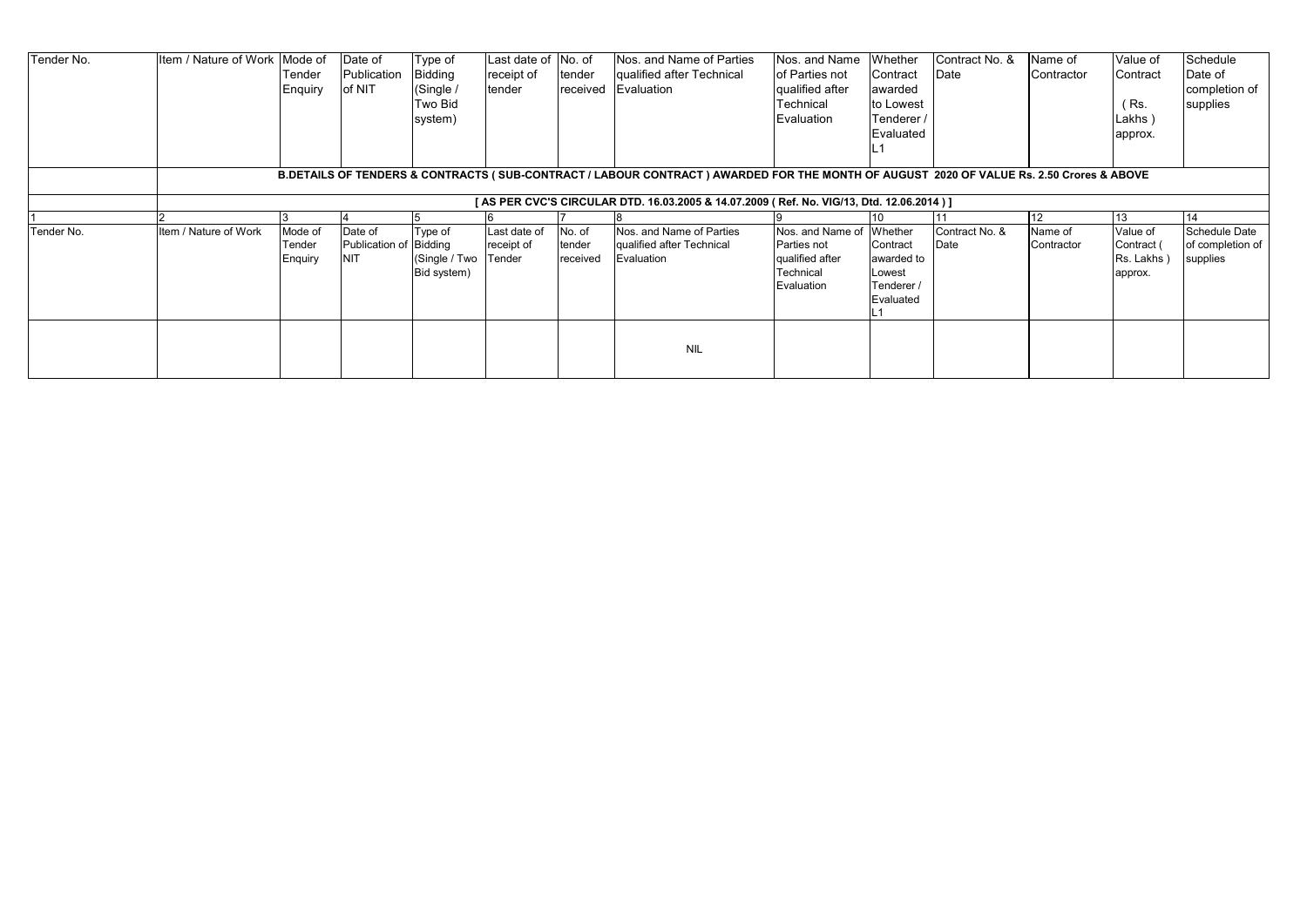| Tender No. | Item / Nature of Work | Mode of Tender Enquiry | Date of Publication of NIT | Type of Bidding (Single / Two Bid system) | Last date of receipt of tender | No. of tender received | Nos. and Name of Parties qualified after Technical Evaluation | Nos. and Name of Parties not qualified after Technical Evaluation | Whether Contract awarded to Lowest Tenderer / Evaluated L1 | Contract No. & Date | Name of Contractor | Value of Contract ( Rs. Lakhs ) approx. | Schedule Date of completion of supplies |
|---|---|---|---|---|---|---|---|---|---|---|---|---|---|
| | B.DETAILS OF TENDERS & CONTRACTS ( SUB-CONTRACT / LABOUR CONTRACT ) AWARDED FOR THE MONTH OF AUGUST 2020 OF VALUE Rs. 2.50 Crores & ABOVE | | | | | | | | | | | | |
| | [ AS PER CVC'S CIRCULAR DTD. 16.03.2005 & 14.07.2009 ( Ref. No. VIG/13, Dtd. 12.06.2014 ) ] | | | | | | | | | | | | |
| 1 | 2 | 3 | 4 | 5 | 6 | 7 | 8 | 9 | 10 | 11 | 12 | 13 | 14 |
| Tender No. | Item / Nature of Work | Mode of Tender Enquiry | Date of Publication of NIT | Type of Bidding (Single / Two Bid system) | Last date of receipt of Tender | No. of tender received | Nos. and Name of Parties qualified after Technical Evaluation | Nos. and Name of Parties not qualified after Technical Evaluation | Whether Contract awarded to Lowest Tenderer / Evaluated L1 | Contract No. & Date | Name of Contractor | Value of Contract ( Rs. Lakhs ) approx. | Schedule Date of completion of supplies |
| | | | | | | | NIL | | | | | | |